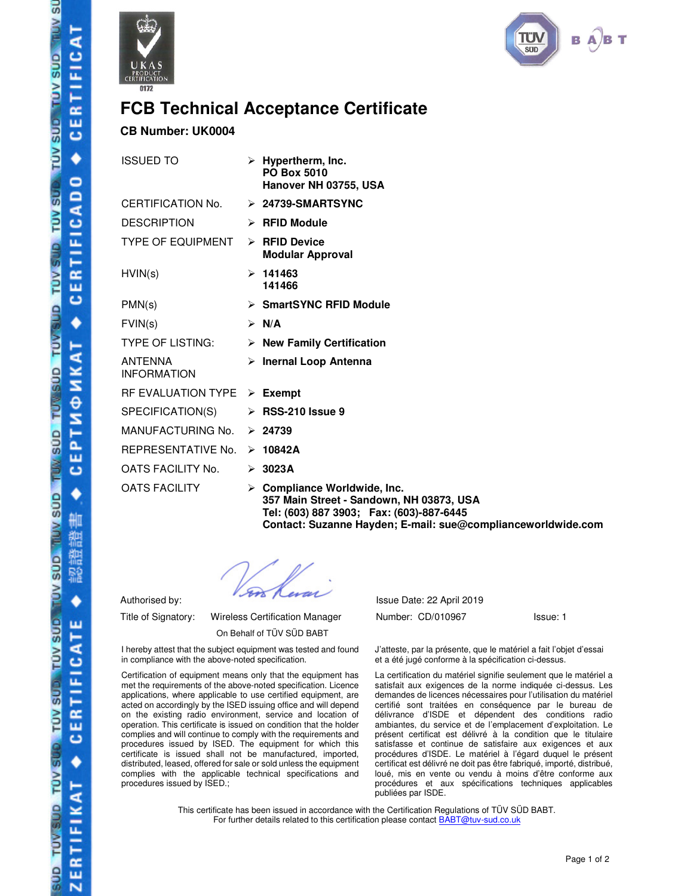UKAS PRODUCT CERTIFICATION 0172

TÜV SÜD BABT

# FCB Technical Acceptance Certificate

**CB Number: UK0004**

| | |
|---|---|
| ISSUED TO | ➢ **Hypertherm, Inc.**<br>**PO Box 5010**<br>**Hanover NH 03755, USA** |
| CERTIFICATION No. | ➢ **24739-SMARTSYNC** |
| DESCRIPTION | ➢ **RFID Module** |
| TYPE OF EQUIPMENT | ➢ **RFID Device**<br>**Modular Approval** |
| HVIN(s) | ➢ **141463**<br>**141466** |
| PMN(s) | ➢ **SmartSYNC RFID Module** |
| FVIN(s) | ➢ **N/A** |
| TYPE OF LISTING: | ➢ **New Family Certification** |
| ANTENNA INFORMATION | ➢ **Inernal Loop Antenna** |
| RF EVALUATION TYPE | ➢ **Exempt** |
| SPECIFICATION(S) | ➢ **RSS-210 Issue 9** |
| MANUFACTURING No. | ➢ **24739** |
| REPRESENTATIVE No. | ➢ **10842A** |
| OATS FACILITY No. | ➢ **3023A** |
| OATS FACILITY | ➢ **Compliance Worldwide, Inc.**<br>**357 Main Street - Sandown, NH 03873, USA**<br>**Tel: (603) 887 3903; Fax: (603)-887-6445**<br>**Contact: Suzanne Hayden; E-mail: sue@complianceworldwide.com** |

Authorised by:

Title of Signatory: Wireless Certification Manager

On Behalf of TÜV SÜD BABT

Issue Date: 22 April 2019

Number: CD/010967 Issue: 1

I hereby attest that the subject equipment was tested and found in compliance with the above-noted specification.

Certification of equipment means only that the equipment has met the requirements of the above-noted specification. Licence applications, where applicable to use certified equipment, are acted on accordingly by the ISED issuing office and will depend on the existing radio environment, service and location of operation. This certificate is issued on condition that the holder complies and will continue to comply with the requirements and procedures issued by ISED. The equipment for which this certificate is issued shall not be manufactured, imported, distributed, leased, offered for sale or sold unless the equipment complies with the applicable technical specifications and procedures issued by ISED.;

J'atteste, par la présente, que le matériel a fait l'objet d'essai et a été jugé conforme à la spécification ci-dessus.

La certification du matériel signifie seulement que le matériel a satisfait aux exigences de la norme indiquée ci-dessus. Les demandes de licences nécessaires pour l'utilisation du matériel certifié sont traitées en conséquence par le bureau de délivrance d'ISDE et dépendent des conditions radio ambiantes, du service et de l'emplacement d'exploitation. Le présent certificat est délivré à la condition que le titulaire satisfasse et continue de satisfaire aux exigences et aux procédures d'ISDE. Le matériel à l'égard duquel le présent certificat est délivré ne doit pas être fabriqué, importé, distribué, loué, mis en vente ou vendu à moins d'être conforme aux procédures et aux spécifications techniques applicables publiées par ISDE.

This certificate has been issued in accordance with the Certification Regulations of TÜV SÜD BABT.
For further details related to this certification please contact BABT@tuv-sud.co.uk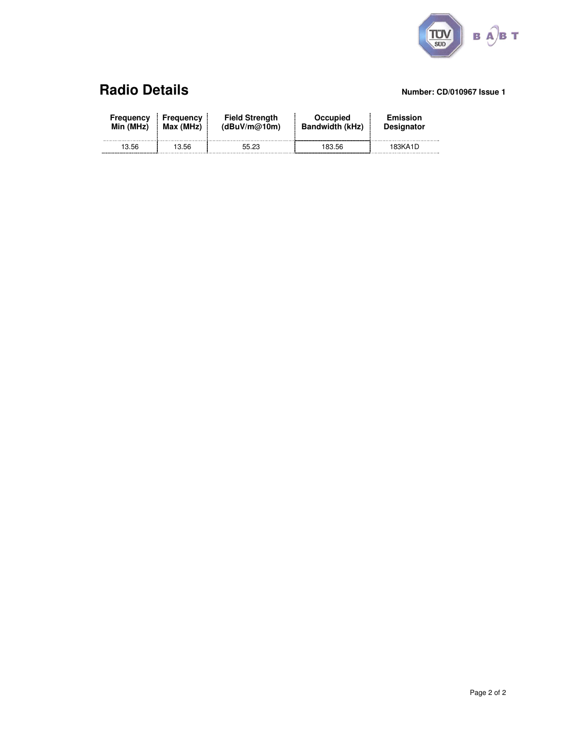# Radio Details

**Number: CD/010967 Issue 1**

| Frequency Min (MHz) | Frequency Max (MHz) | Field Strength (dBuV/m@10m) | Occupied Bandwidth (kHz) | Emission Designator |
|---|---|---|---|---|
| 13.56 | 13.56 | 55.23 | 183.56 | 183KA1D |